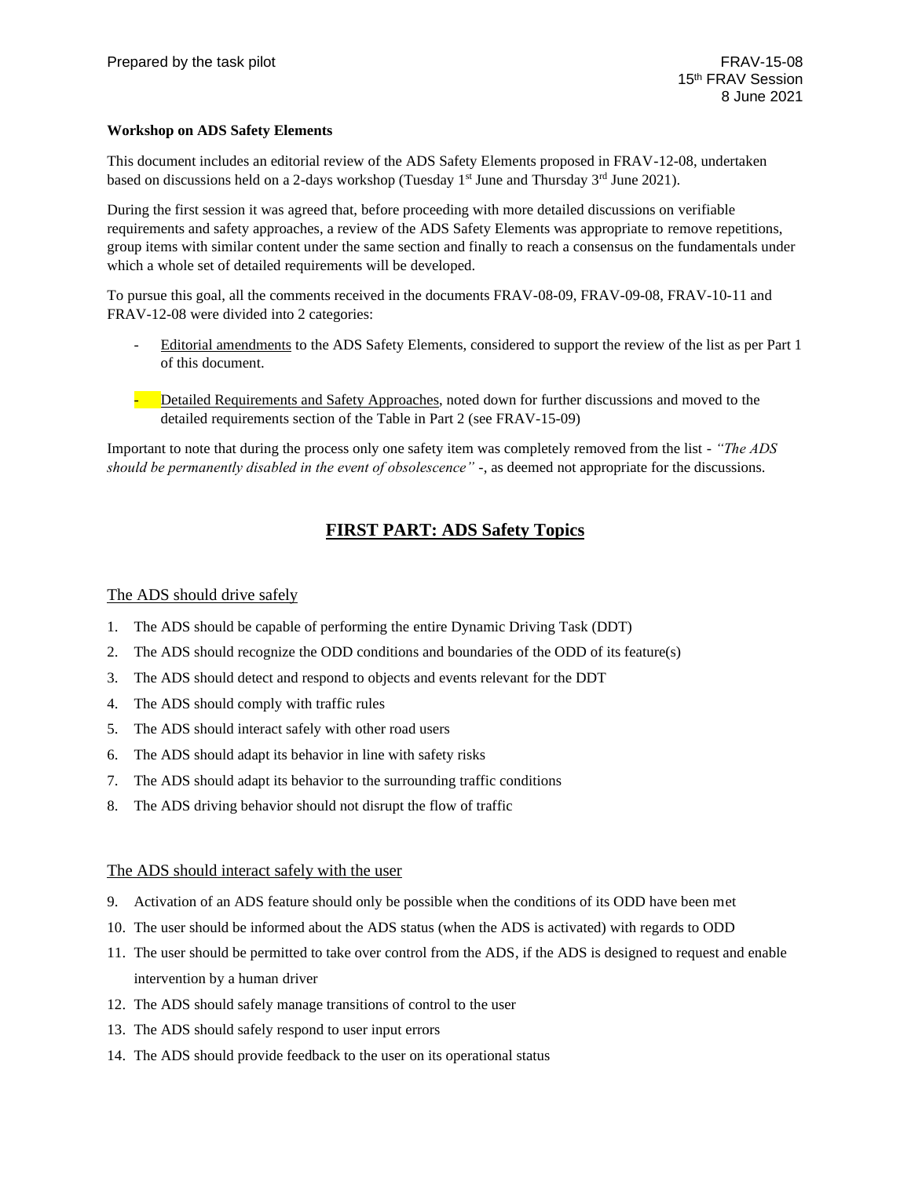Prepared by the task pilot

FRAV-15-08
15th FRAV Session
8 June 2021

**Workshop on ADS Safety Elements**

This document includes an editorial review of the ADS Safety Elements proposed in FRAV-12-08, undertaken based on discussions held on a 2-days workshop (Tuesday 1st June and Thursday 3rd June 2021).

During the first session it was agreed that, before proceeding with more detailed discussions on verifiable requirements and safety approaches, a review of the ADS Safety Elements was appropriate to remove repetitions, group items with similar content under the same section and finally to reach a consensus on the fundamentals under which a whole set of detailed requirements will be developed.

To pursue this goal, all the comments received in the documents FRAV-08-09, FRAV-09-08, FRAV-10-11 and FRAV-12-08 were divided into 2 categories:

- Editorial amendments to the ADS Safety Elements, considered to support the review of the list as per Part 1 of this document.
- Detailed Requirements and Safety Approaches, noted down for further discussions and moved to the detailed requirements section of the Table in Part 2 (see FRAV-15-09)

Important to note that during the process only one safety item was completely removed from the list - *"The ADS should be permanently disabled in the event of obsolescence"* -, as deemed not appropriate for the discussions.

## FIRST PART: ADS Safety Topics

### The ADS should drive safely

1. The ADS should be capable of performing the entire Dynamic Driving Task (DDT)
2. The ADS should recognize the ODD conditions and boundaries of the ODD of its feature(s)
3. The ADS should detect and respond to objects and events relevant for the DDT
4. The ADS should comply with traffic rules
5. The ADS should interact safely with other road users
6. The ADS should adapt its behavior in line with safety risks
7. The ADS should adapt its behavior to the surrounding traffic conditions
8. The ADS driving behavior should not disrupt the flow of traffic

### The ADS should interact safely with the user

9. Activation of an ADS feature should only be possible when the conditions of its ODD have been met
10. The user should be informed about the ADS status (when the ADS is activated) with regards to ODD
11. The user should be permitted to take over control from the ADS, if the ADS is designed to request and enable intervention by a human driver
12. The ADS should safely manage transitions of control to the user
13. The ADS should safely respond to user input errors
14. The ADS should provide feedback to the user on its operational status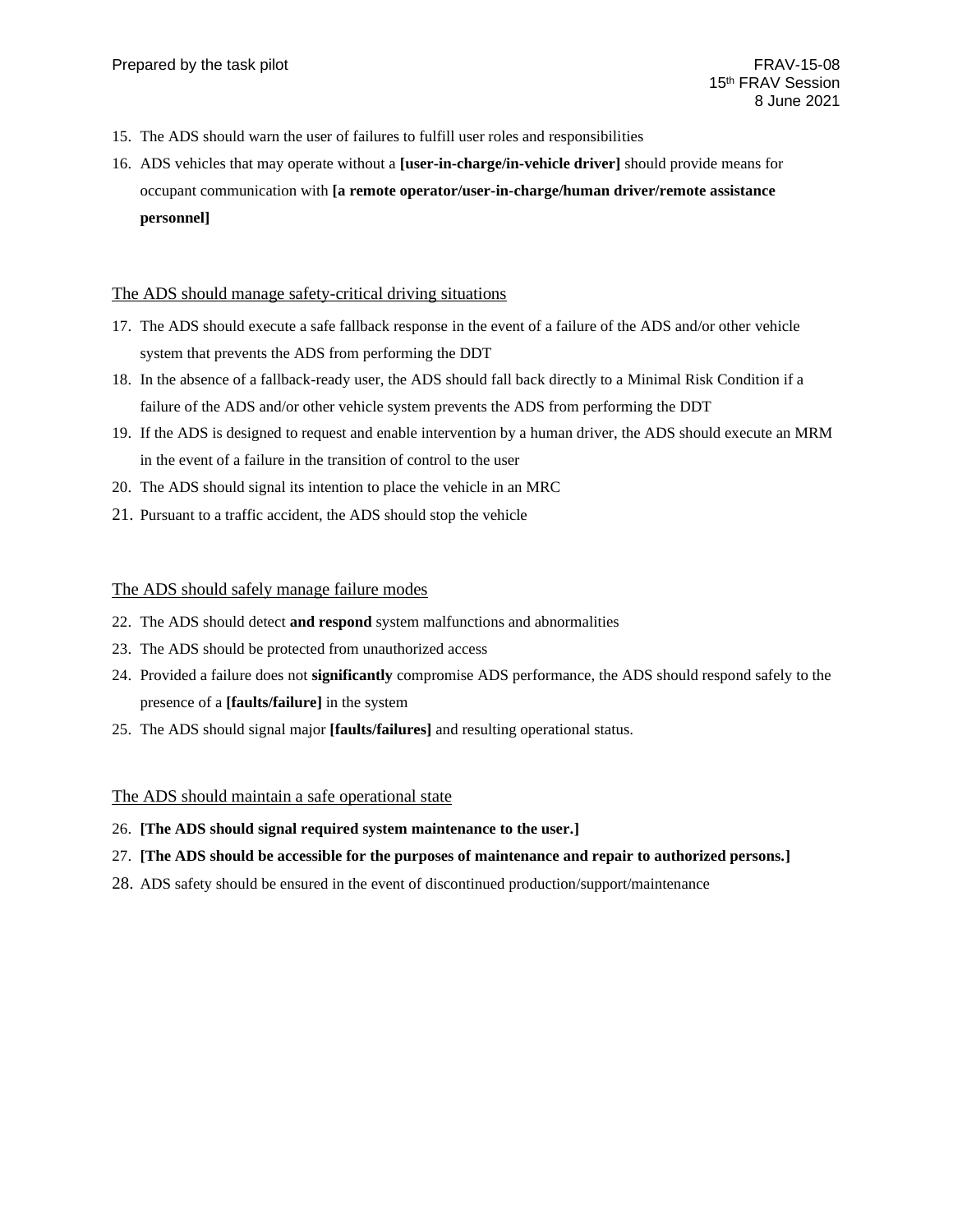15. The ADS should warn the user of failures to fulfill user roles and responsibilities
16. ADS vehicles that may operate without a **[user-in-charge/in-vehicle driver]** should provide means for occupant communication with **[a remote operator/user-in-charge/human driver/remote assistance personnel]**

<u>The ADS should manage safety-critical driving situations</u>

17. The ADS should execute a safe fallback response in the event of a failure of the ADS and/or other vehicle system that prevents the ADS from performing the DDT
18. In the absence of a fallback-ready user, the ADS should fall back directly to a Minimal Risk Condition if a failure of the ADS and/or other vehicle system prevents the ADS from performing the DDT
19. If the ADS is designed to request and enable intervention by a human driver, the ADS should execute an MRM in the event of a failure in the transition of control to the user
20. The ADS should signal its intention to place the vehicle in an MRC
21. Pursuant to a traffic accident, the ADS should stop the vehicle

<u>The ADS should safely manage failure modes</u>

22. The ADS should detect **and respond** system malfunctions and abnormalities
23. The ADS should be protected from unauthorized access
24. Provided a failure does not **significantly** compromise ADS performance, the ADS should respond safely to the presence of a **[faults/failure]** in the system
25. The ADS should signal major **[faults/failures]** and resulting operational status.

<u>The ADS should maintain a safe operational state</u>

26. **[The ADS should signal required system maintenance to the user.]**
27. **[The ADS should be accessible for the purposes of maintenance and repair to authorized persons.]**
28. ADS safety should be ensured in the event of discontinued production/support/maintenance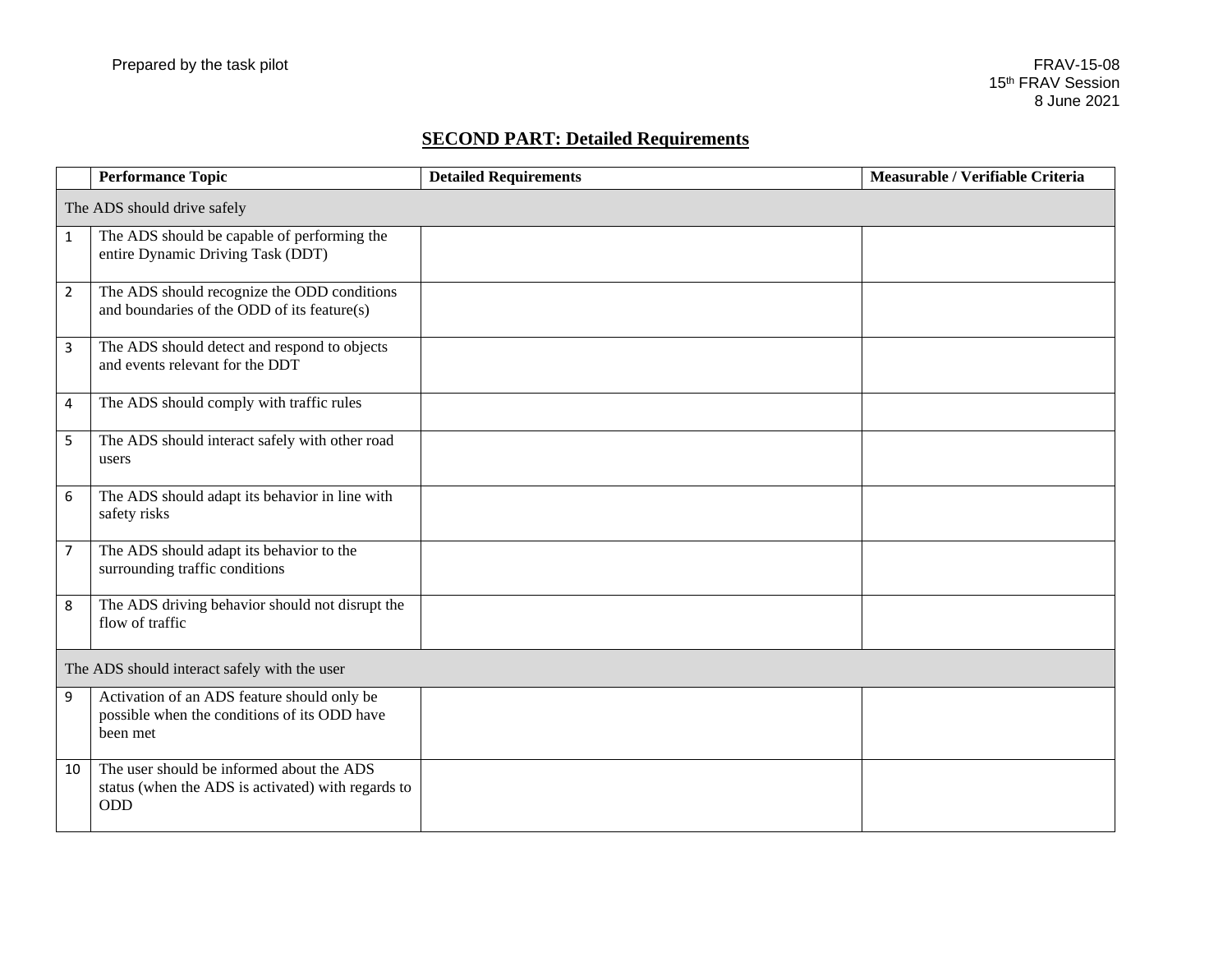## SECOND PART: Detailed Requirements

| | Performance Topic | Detailed Requirements | Measurable / Verifiable Criteria |
|---|---|---|---|
| The ADS should drive safely | | | |
| 1 | The ADS should be capable of performing the entire Dynamic Driving Task (DDT) | | |
| 2 | The ADS should recognize the ODD conditions and boundaries of the ODD of its feature(s) | | |
| 3 | The ADS should detect and respond to objects and events relevant for the DDT | | |
| 4 | The ADS should comply with traffic rules | | |
| 5 | The ADS should interact safely with other road users | | |
| 6 | The ADS should adapt its behavior in line with safety risks | | |
| 7 | The ADS should adapt its behavior to the surrounding traffic conditions | | |
| 8 | The ADS driving behavior should not disrupt the flow of traffic | | |
| The ADS should interact safely with the user | | | |
| 9 | Activation of an ADS feature should only be possible when the conditions of its ODD have been met | | |
| 10 | The user should be informed about the ADS status (when the ADS is activated) with regards to ODD | | |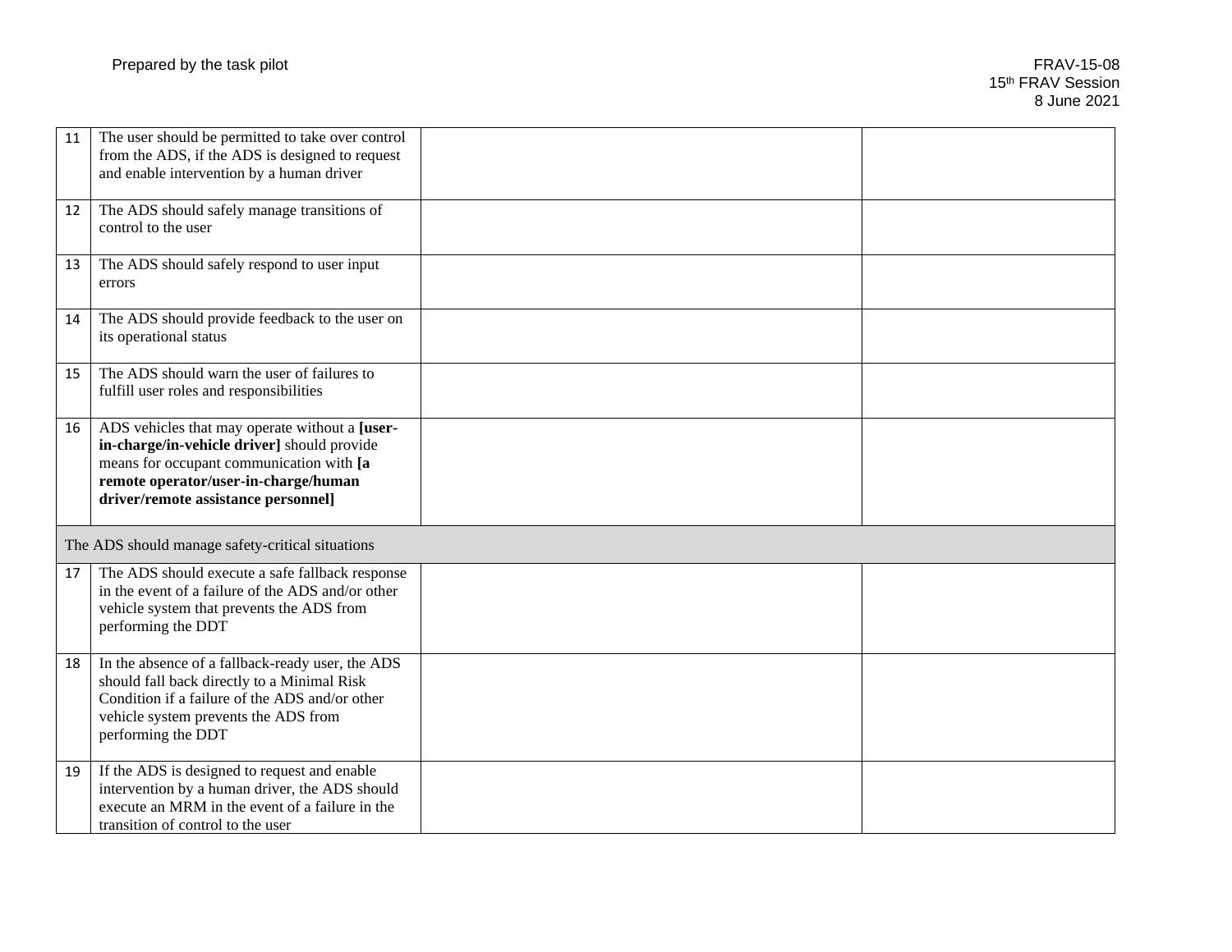| | | | |
|---|---|---|---|
| 11 | The user should be permitted to take over control from the ADS, if the ADS is designed to request and enable intervention by a human driver | | |
| 12 | The ADS should safely manage transitions of control to the user | | |
| 13 | The ADS should safely respond to user input errors | | |
| 14 | The ADS should provide feedback to the user on its operational status | | |
| 15 | The ADS should warn the user of failures to fulfill user roles and responsibilities | | |
| 16 | ADS vehicles that may operate without a **[user-in-charge/in-vehicle driver]** should provide means for occupant communication with **[a remote operator/user-in-charge/human driver/remote assistance personnel]** | | |
| The ADS should manage safety-critical situations | | | |
| 17 | The ADS should execute a safe fallback response in the event of a failure of the ADS and/or other vehicle system that prevents the ADS from performing the DDT | | |
| 18 | In the absence of a fallback-ready user, the ADS should fall back directly to a Minimal Risk Condition if a failure of the ADS and/or other vehicle system prevents the ADS from performing the DDT | | |
| 19 | If the ADS is designed to request and enable intervention by a human driver, the ADS should execute an MRM in the event of a failure in the transition of control to the user | | |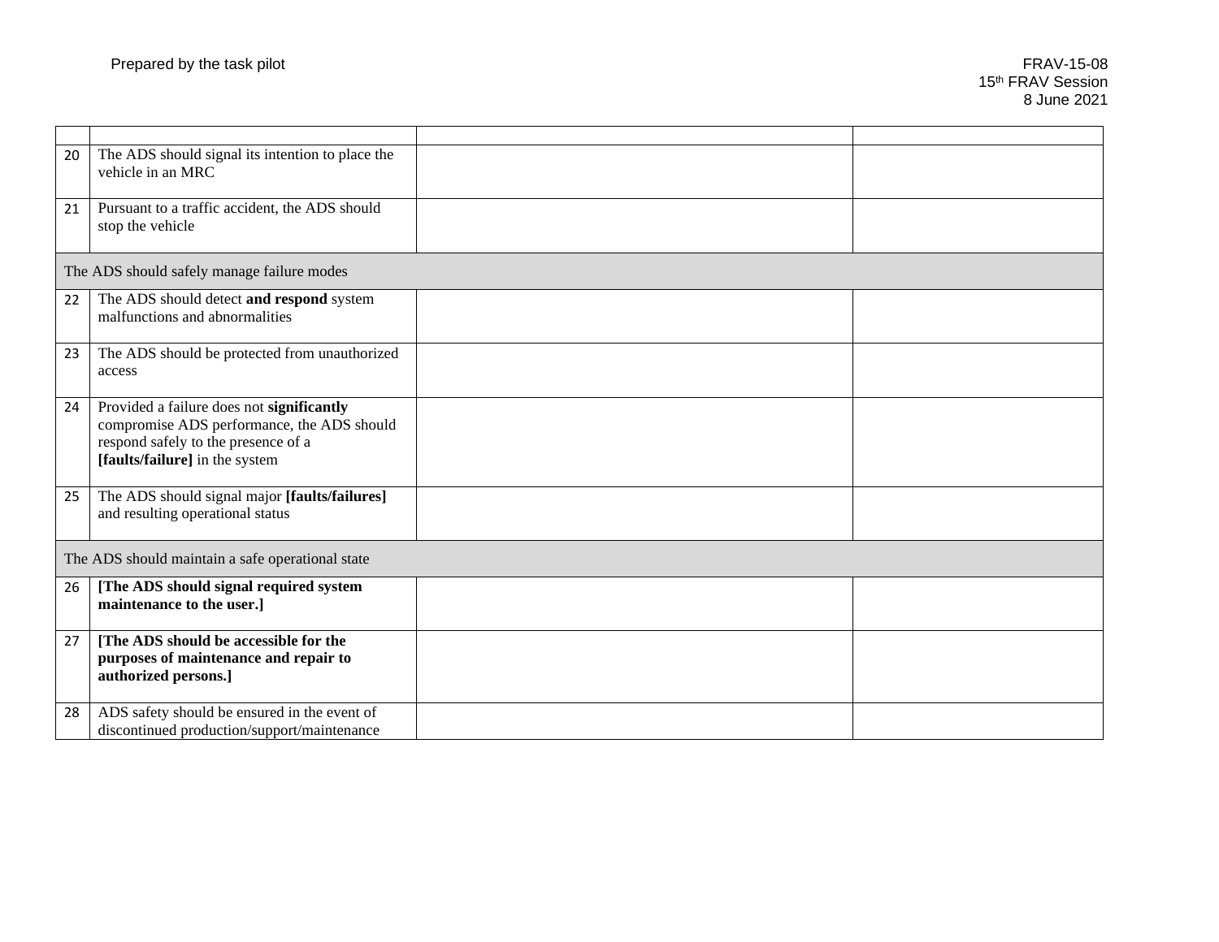| | | | |
|---|---|---|---|
| 20 | The ADS should signal its intention to place the vehicle in an MRC | | |
| 21 | Pursuant to a traffic accident, the ADS should stop the vehicle | | |
| The ADS should safely manage failure modes | | | |
| 22 | The ADS should detect **and respond** system malfunctions and abnormalities | | |
| 23 | The ADS should be protected from unauthorized access | | |
| 24 | Provided a failure does not **significantly** compromise ADS performance, the ADS should respond safely to the presence of a **[faults/failure]** in the system | | |
| 25 | The ADS should signal major **[faults/failures]** and resulting operational status | | |
| The ADS should maintain a safe operational state | | | |
| 26 | **[The ADS should signal required system maintenance to the user.]** | | |
| 27 | **[The ADS should be accessible for the purposes of maintenance and repair to authorized persons.]** | | |
| 28 | ADS safety should be ensured in the event of discontinued production/support/maintenance | | |